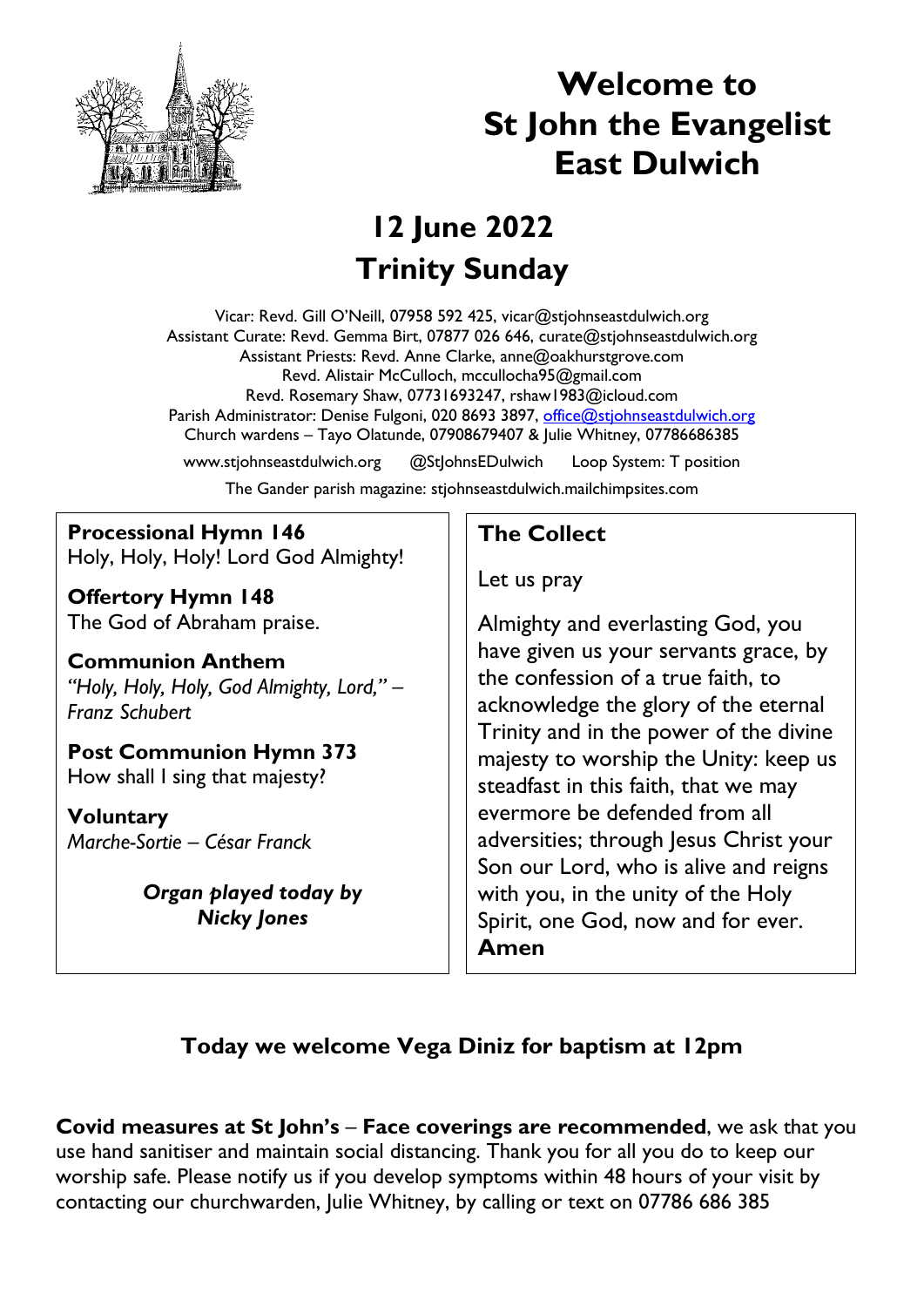# Welcome to St John the Evangelist East Dulwich

## 12 June 2022
## Trinity Sunday

Vicar: Revd. Gill O'Neill, 07958 592 425, vicar@stjohnseastdulwich.org
Assistant Curate: Revd. Gemma Birt, 07877 026 646, curate@stjohnseastdulwich.org
Assistant Priests: Revd. Anne Clarke, anne@oakhurstgrove.com
Revd. Alistair McCulloch, mccullocha95@gmail.com
Revd. Rosemary Shaw, 07731693247, rshaw1983@icloud.com
Parish Administrator: Denise Fulgoni, 020 8693 3897, office@stjohnseastdulwich.org
Church wardens – Tayo Olatunde, 07908679407 & Julie Whitney, 07786686385

www.stjohnseastdulwich.org @StJohnsEDulwich Loop System: T position

The Gander parish magazine: stjohnseastdulwich.mailchimpsites.com

**Processional Hymn 146**
Holy, Holy, Holy! Lord God Almighty!

**Offertory Hymn 148**
The God of Abraham praise.

**Communion Anthem**
*"Holy, Holy, Holy, God Almighty, Lord," – Franz Schubert*

**Post Communion Hymn 373**
How shall I sing that majesty?

**Voluntary**
*Marche-Sortie – César Franck*

***Organ played today by Nicky Jones***

**The Collect**

Let us pray

Almighty and everlasting God, you have given us your servants grace, by the confession of a true faith, to acknowledge the glory of the eternal Trinity and in the power of the divine majesty to worship the Unity: keep us steadfast in this faith, that we may evermore be defended from all adversities; through Jesus Christ your Son our Lord, who is alive and reigns with you, in the unity of the Holy Spirit, one God, now and for ever.
**Amen**

**Today we welcome Vega Diniz for baptism at 12pm**

**Covid measures at St John's** – **Face coverings are recommended**, we ask that you use hand sanitiser and maintain social distancing. Thank you for all you do to keep our worship safe. Please notify us if you develop symptoms within 48 hours of your visit by contacting our churchwarden, Julie Whitney, by calling or text on 07786 686 385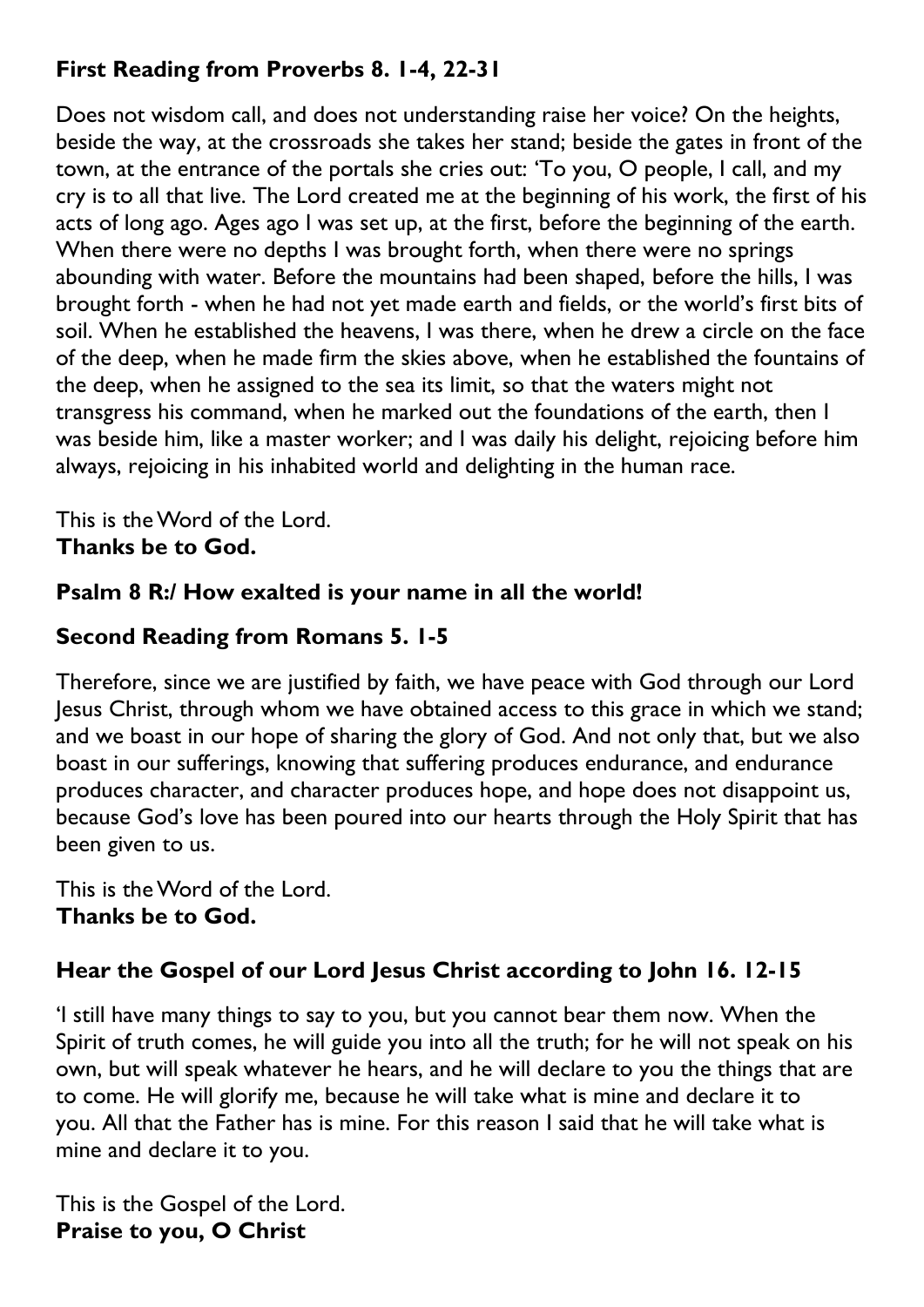**First Reading from Proverbs 8. 1-4, 22-31**

Does not wisdom call, and does not understanding raise her voice? On the heights, beside the way, at the crossroads she takes her stand; beside the gates in front of the town, at the entrance of the portals she cries out: 'To you, O people, I call, and my cry is to all that live. The Lord created me at the beginning of his work, the first of his acts of long ago. Ages ago I was set up, at the first, before the beginning of the earth. When there were no depths I was brought forth, when there were no springs abounding with water. Before the mountains had been shaped, before the hills, I was brought forth - when he had not yet made earth and fields, or the world's first bits of soil. When he established the heavens, I was there, when he drew a circle on the face of the deep, when he made firm the skies above, when he established the fountains of the deep, when he assigned to the sea its limit, so that the waters might not transgress his command, when he marked out the foundations of the earth, then I was beside him, like a master worker; and I was daily his delight, rejoicing before him always, rejoicing in his inhabited world and delighting in the human race.

This is the Word of the Lord.
**Thanks be to God.**

**Psalm 8 R:/ How exalted is your name in all the world!**

**Second Reading from Romans 5. 1-5**

Therefore, since we are justified by faith, we have peace with God through our Lord Jesus Christ, through whom we have obtained access to this grace in which we stand; and we boast in our hope of sharing the glory of God. And not only that, but we also boast in our sufferings, knowing that suffering produces endurance, and endurance produces character, and character produces hope, and hope does not disappoint us, because God's love has been poured into our hearts through the Holy Spirit that has been given to us.

This is the Word of the Lord.
**Thanks be to God.**

**Hear the Gospel of our Lord Jesus Christ according to John 16. 12-15**

'I still have many things to say to you, but you cannot bear them now. When the Spirit of truth comes, he will guide you into all the truth; for he will not speak on his own, but will speak whatever he hears, and he will declare to you the things that are to come. He will glorify me, because he will take what is mine and declare it to you. All that the Father has is mine. For this reason I said that he will take what is mine and declare it to you.

This is the Gospel of the Lord.
**Praise to you, O Christ**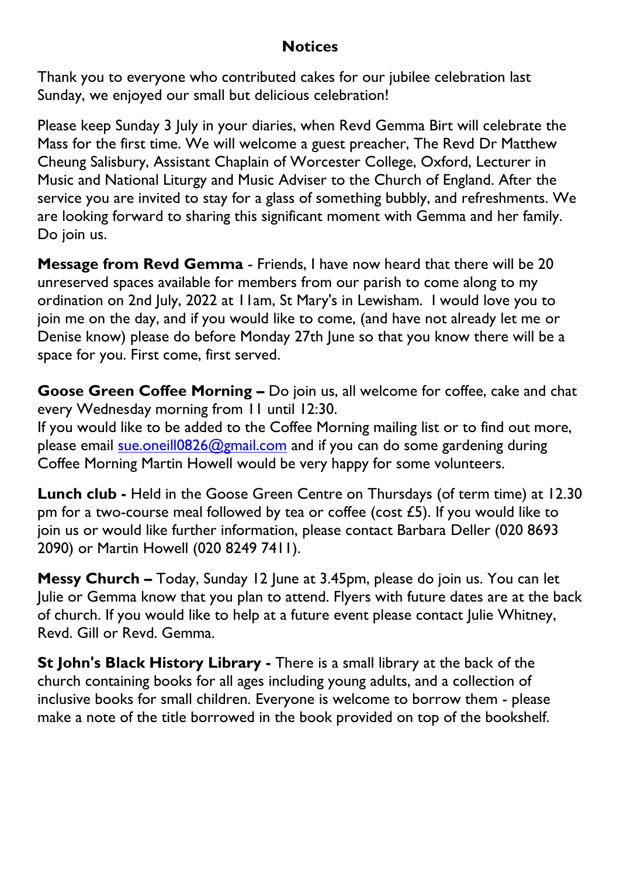## Notices

Thank you to everyone who contributed cakes for our jubilee celebration last Sunday, we enjoyed our small but delicious celebration!

Please keep Sunday 3 July in your diaries, when Revd Gemma Birt will celebrate the Mass for the first time. We will welcome a guest preacher, The Revd Dr Matthew Cheung Salisbury, Assistant Chaplain of Worcester College, Oxford, Lecturer in Music and National Liturgy and Music Adviser to the Church of England. After the service you are invited to stay for a glass of something bubbly, and refreshments. We are looking forward to sharing this significant moment with Gemma and her family. Do join us.

**Message from Revd Gemma** - Friends, I have now heard that there will be 20 unreserved spaces available for members from our parish to come along to my ordination on 2nd July, 2022 at 11am, St Mary's in Lewisham. I would love you to join me on the day, and if you would like to come, (and have not already let me or Denise know) please do before Monday 27th June so that you know there will be a space for you. First come, first served.

**Goose Green Coffee Morning –** Do join us, all welcome for coffee, cake and chat every Wednesday morning from 11 until 12:30.
If you would like to be added to the Coffee Morning mailing list or to find out more, please email sue.oneill0826@gmail.com and if you can do some gardening during Coffee Morning Martin Howell would be very happy for some volunteers.

**Lunch club -** Held in the Goose Green Centre on Thursdays (of term time) at 12.30 pm for a two-course meal followed by tea or coffee (cost £5). If you would like to join us or would like further information, please contact Barbara Deller (020 8693 2090) or Martin Howell (020 8249 7411).

**Messy Church –** Today, Sunday 12 June at 3.45pm, please do join us. You can let Julie or Gemma know that you plan to attend. Flyers with future dates are at the back of church. If you would like to help at a future event please contact Julie Whitney, Revd. Gill or Revd. Gemma.

**St John's Black History Library -** There is a small library at the back of the church containing books for all ages including young adults, and a collection of inclusive books for small children. Everyone is welcome to borrow them - please make a note of the title borrowed in the book provided on top of the bookshelf.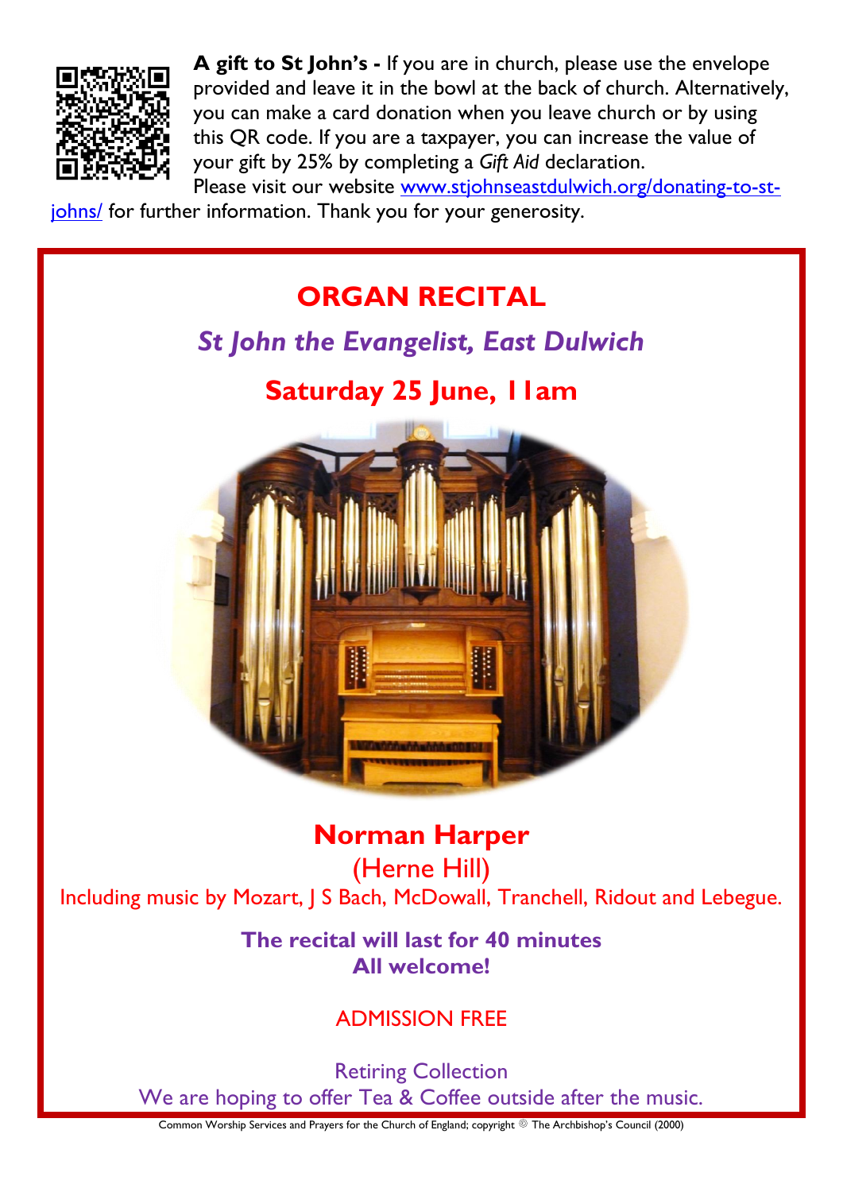**A gift to St John's -** If you are in church, please use the envelope provided and leave it in the bowl at the back of church. Alternatively, you can make a card donation when you leave church or by using this QR code. If you are a taxpayer, you can increase the value of your gift by 25% by completing a *Gift Aid* declaration. Please visit our website www.stjohnseastdulwich.org/donating-to-st-johns/ for further information. Thank you for your generosity.

# ORGAN RECITAL

## *St John the Evangelist, East Dulwich*

## Saturday 25 June, 11am

**Norman Harper**

(Herne Hill)

Including music by Mozart, J S Bach, McDowall, Tranchell, Ridout and Lebegue.

**The recital will last for 40 minutes**
**All welcome!**

ADMISSION FREE

Retiring Collection
We are hoping to offer Tea & Coffee outside after the music.

Common Worship Services and Prayers for the Church of England; copyright © The Archbishop's Council (2000)